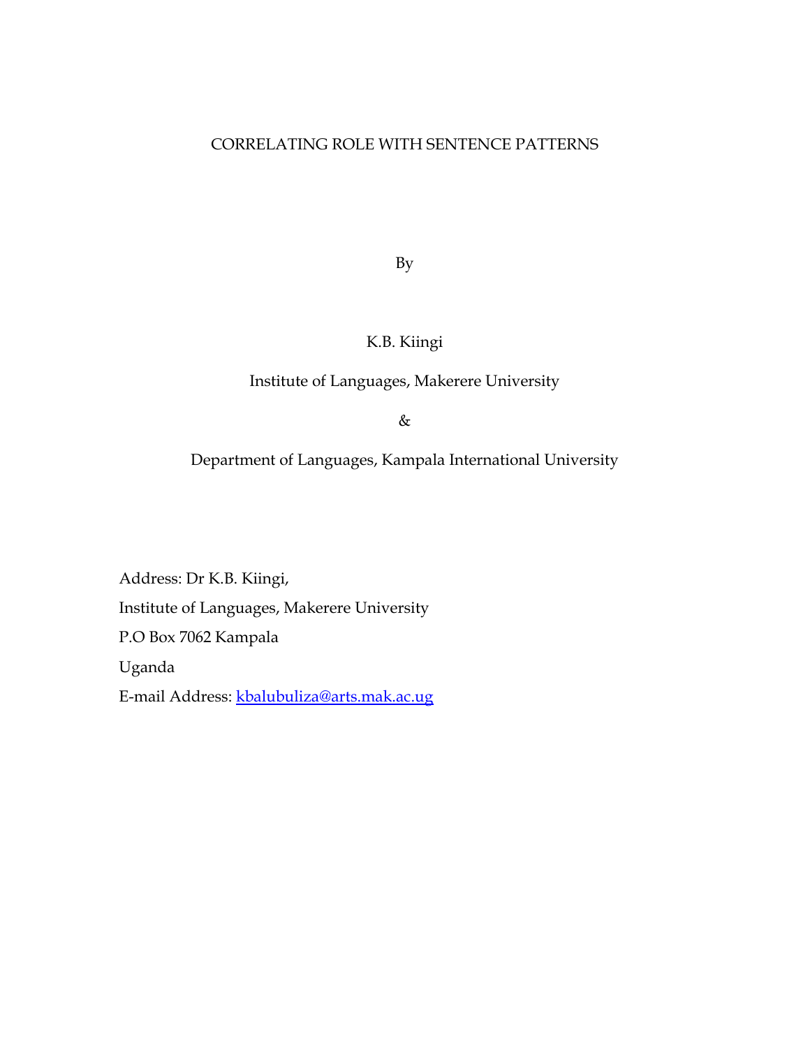# CORRELATING ROLE WITH SENTENCE PATTERNS

By

K.B. Kiingi

Institute of Languages, Makerere University

&

Department of Languages, Kampala International University

Address: Dr K.B. Kiingi,

Institute of Languages, Makerere University

P.O Box 7062 Kampala

Uganda

E-mail Address: kbalubuliza@arts.mak.ac.ug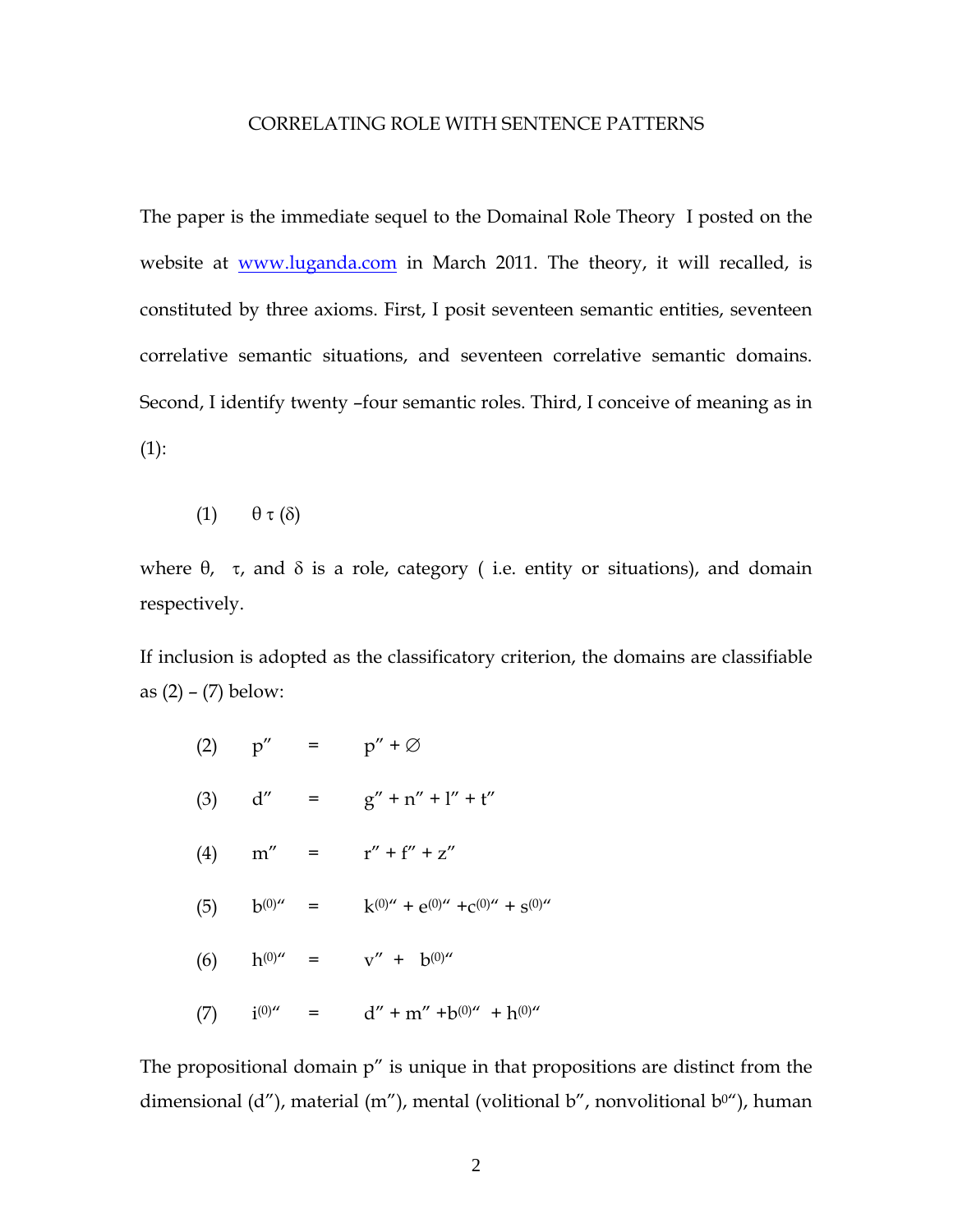CORRELATING ROLE WITH SENTENCE PATTERNS

The paper is the immediate sequel to the Domainal Role Theory I posted on the website at [www.luganda.com](http://www.luganda.com) in March 2011. The theory, it will recalled, is constituted by three axioms. First, I posit seventeen semantic entities, seventeen correlative semantic situations, and seventeen correlative semantic domains. Second, I identify twenty –four semantic roles. Third, I conceive of meaning as in (1):

(1) $\theta\ \tau\ (\delta)$

where $\theta$, $\tau$, and $\delta$ is a role, category ( i.e. entity or situations), and domain respectively.

If inclusion is adopted as the classificatory criterion, the domains are classifiable as (2) – (7) below:

(2) $p'' \quad = \quad p'' + \varnothing$

(3) $d'' \quad = \quad g'' + n'' + l'' + t''$

(4) $m'' \quad = \quad r'' + f'' + z''$

(5) $b^{(0)''} \quad = \quad k^{(0)''} + e^{(0)''} + c^{(0)''} + s^{(0)''}$

(6) $h^{(0)''} \quad = \quad v'' + b^{(0)''}$

(7) $i^{(0)''} \quad = \quad d'' + m'' + b^{(0)''} + h^{(0)''}$

The propositional domain $p''$ is unique in that propositions are distinct from the dimensional ($d''$), material ($m''$), mental (volitional $b''$, nonvolitional $b^{0''}$), human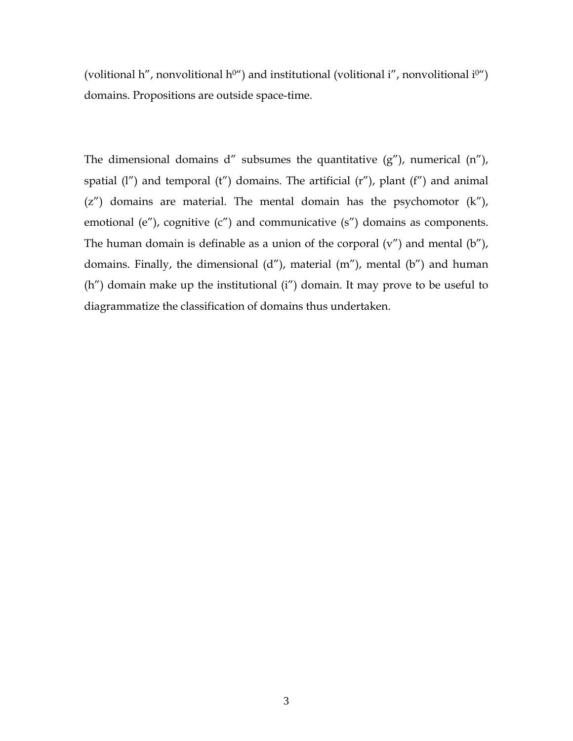(volitional h″, nonvolitional h⁰‴) and institutional (volitional i″, nonvolitional i⁰‴) domains. Propositions are outside space-time.

The dimensional domains d″ subsumes the quantitative (g″), numerical (n″), spatial (l″) and temporal (t″) domains. The artificial (r″), plant (f″) and animal (z″) domains are material. The mental domain has the psychomotor (k″), emotional (e″), cognitive (c″) and communicative (s″) domains as components. The human domain is definable as a union of the corporal (v″) and mental (b″), domains. Finally, the dimensional (d″), material (m″), mental (b″) and human (h″) domain make up the institutional (i″) domain. It may prove to be useful to diagrammatize the classification of domains thus undertaken.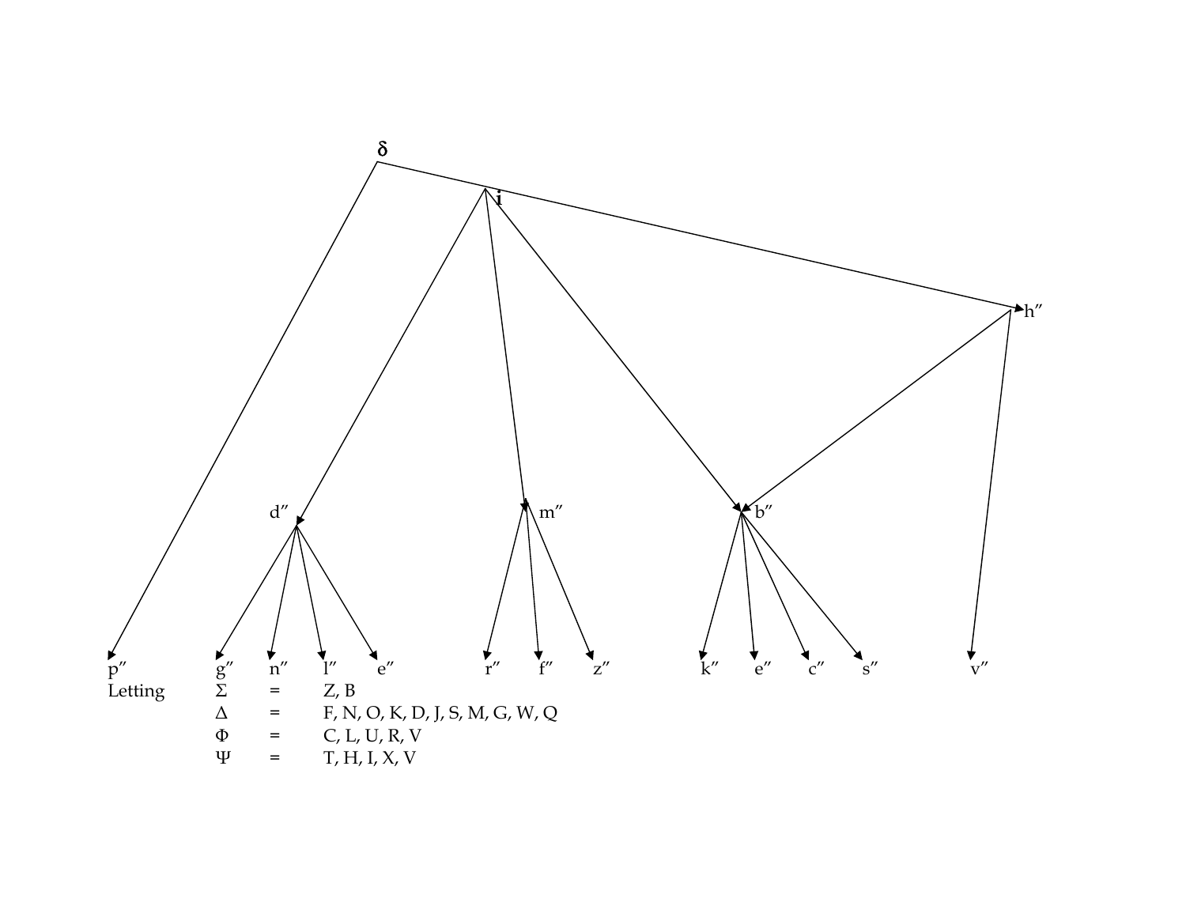δ

i

h″

d″ m″ b″

p″ g″ n″ l″ e″ r″ f″ z″ k″ e″ c″ s″ v″

Letting

| | | |
|---|---|---|
| Σ | = | Z, B |
| Δ | = | F, N, O, K, D, J, S, M, G, W, Q |
| Φ | = | C, L, U, R, V |
| Ψ | = | T, H, I, X, V |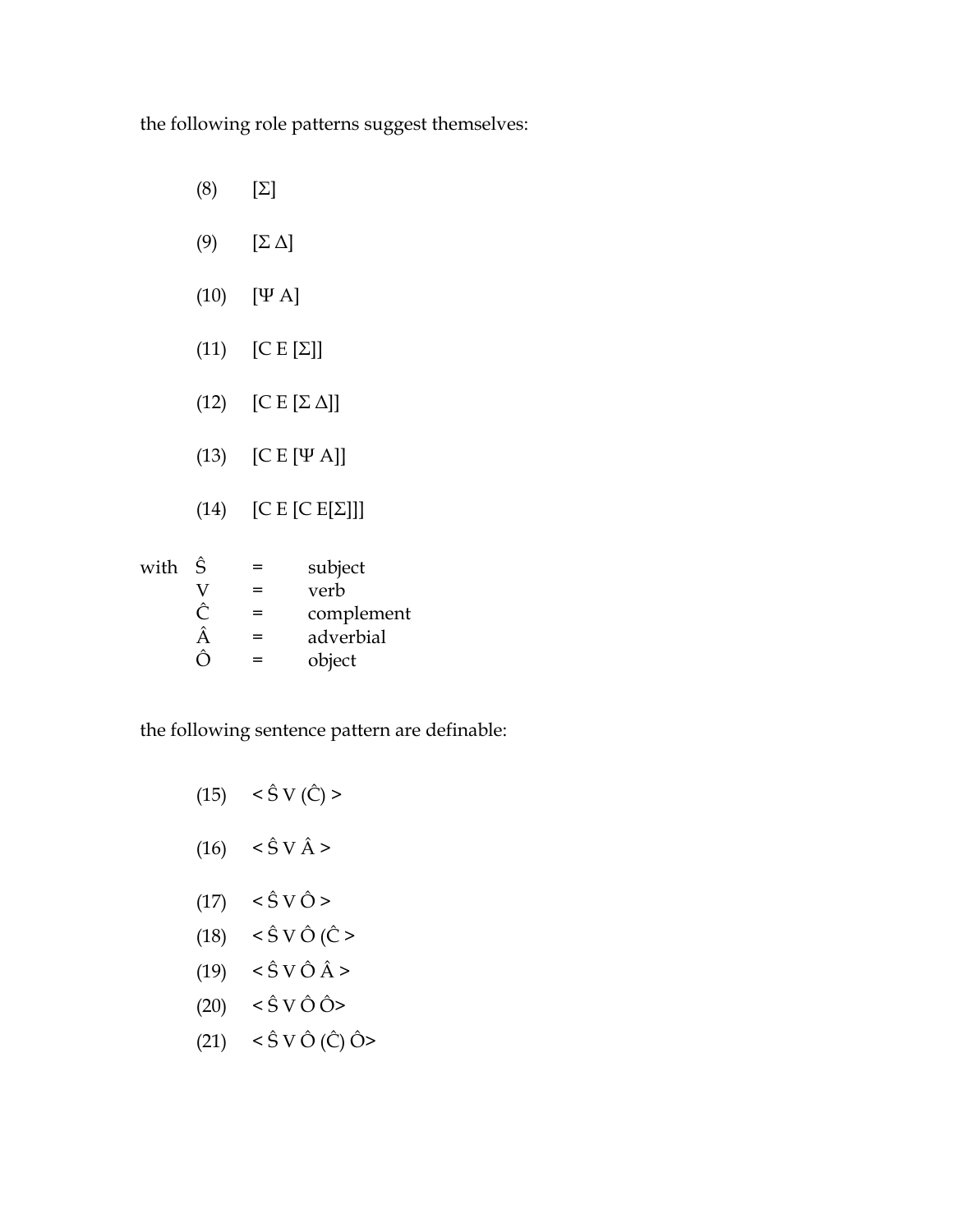the following role patterns suggest themselves:

(8) [Σ]

(9) [Σ Δ]

(10) [Ψ A]

(11) [C E [Σ]]

(12) [C E [Σ Δ]]

(13) [C E [Ψ A]]

(14) [C E [C E[Σ]]]

with

| | | |
|---|---|---|
| Ŝ | = | subject |
| V | = | verb |
| Ĉ | = | complement |
| Â | = | adverbial |
| Ô | = | object |

the following sentence pattern are definable:

(15) < Ŝ V (Ĉ) >

(16) < Ŝ V Â >

(17) < Ŝ V Ô >

(18) < Ŝ V Ô (Ĉ >

(19) < Ŝ V Ô Â >

(20) < Ŝ V Ô Ô>

(21) < Ŝ V Ô (Ĉ) Ô>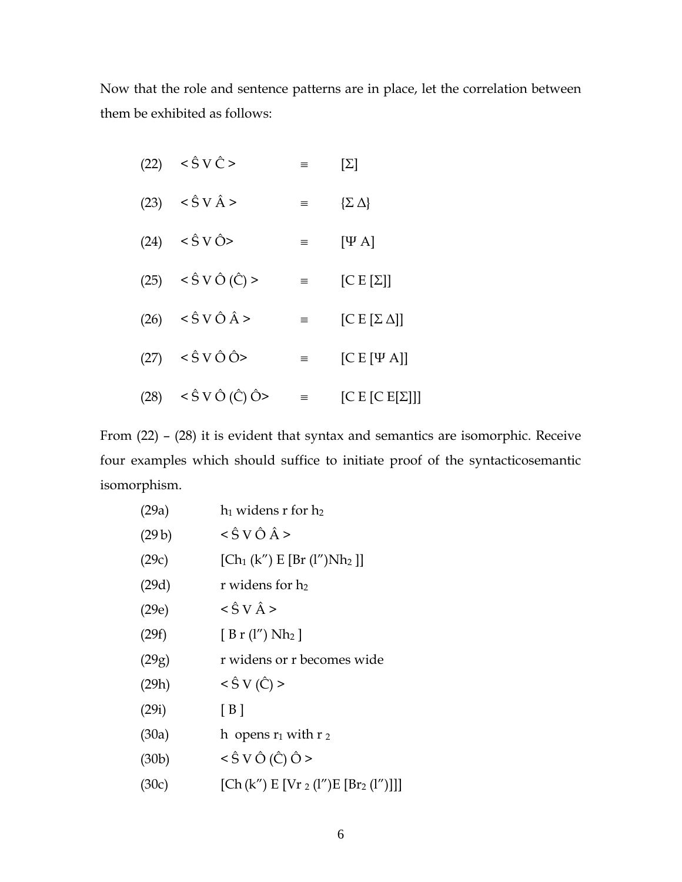Now that the role and sentence patterns are in place, let the correlation between them be exhibited as follows:

(22) < Ŝ V Ĉ > ≡ [Σ]

(23) < Ŝ V Â > ≡ {Σ Δ}

(24) < Ŝ V Ô> ≡ [Ψ A]

(25) < Ŝ V Ô (Ĉ) > ≡ [C E [Σ]]

(26) < Ŝ V Ô Â > ≡ [C E [Σ Δ]]

(27) < Ŝ V Ô Ô> ≡ [C E [Ψ A]]

(28) < Ŝ V Ô (Ĉ) Ô> ≡ [C E [C E[Σ]]]

From (22) – (28) it is evident that syntax and semantics are isomorphic. Receive four examples which should suffice to initiate proof of the syntacticosemantic isomorphism.

(29a) $h_1$ widens r for $h_2$

(29 b) < Ŝ V Ô Â >

(29c) [$Ch_1$ (k″) E [Br (l″)$Nh_2$ ]]

(29d) r widens for $h_2$

(29e) < Ŝ V Â >

(29f) [ B r (l″) $Nh_2$ ]

(29g) r widens or r becomes wide

(29h) < Ŝ V (Ĉ) >

(29i) [ B ]

(30a) h opens $r_1$ with $r_2$

(30b) < Ŝ V Ô (Ĉ) Ô >

(30c) [Ch (k″) E [V$r_2$ (l″)E [$Br_2$ (l″)]]]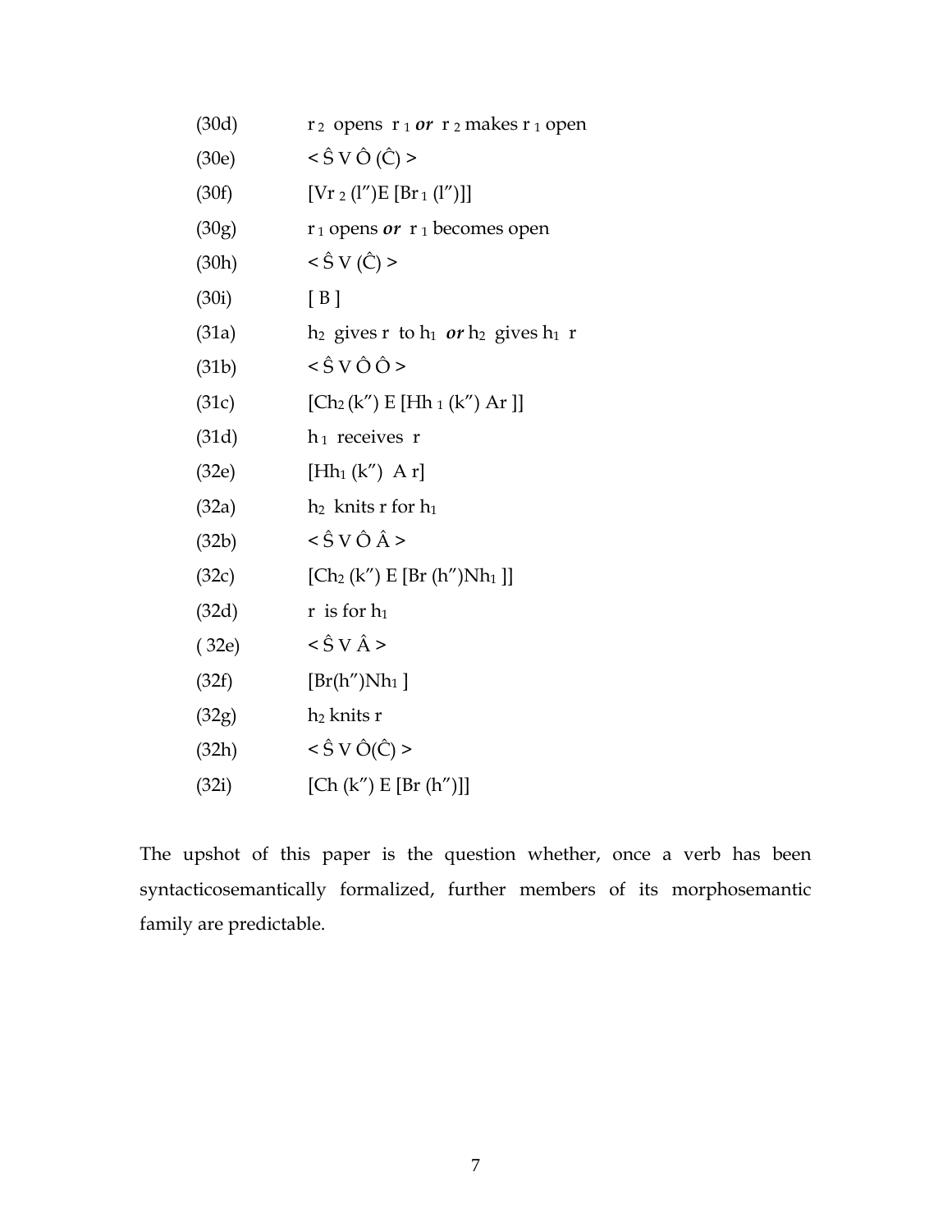| | |
|---|---|
| (30d) | $r_2$ opens $r_1$ ***or*** $r_2$ makes $r_1$ open |
| (30e) | < Ŝ V Ô (Ĉ) > |
| (30f) | [V$r_2$ (l″)E [B$r_1$ (l″)]] |
| (30g) | $r_1$ opens ***or*** $r_1$ becomes open |
| (30h) | < Ŝ V (Ĉ) > |
| (30i) | [ B ] |
| (31a) | $h_2$ gives r to $h_1$ ***or*** $h_2$ gives $h_1$ r |
| (31b) | < Ŝ V Ô Ô > |
| (31c) | [C$h_2$ (k″) E [H$h_1$ (k″) Ar ]] |
| (31d) | $h_1$ receives r |
| (32e) | [H$h_1$ (k″) A r] |
| (32a) | $h_2$ knits r for $h_1$ |
| (32b) | < Ŝ V Ô Â > |
| (32c) | [C$h_2$ (k″) E [Br (h″)N$h_1$ ]] |
| (32d) | r is for $h_1$ |
| ( 32e) | < Ŝ V Â > |
| (32f) | [Br(h″)N$h_1$ ] |
| (32g) | $h_2$ knits r |
| (32h) | < Ŝ V Ô(Ĉ) > |
| (32i) | [Ch (k″) E [Br (h″)]] |

The upshot of this paper is the question whether, once a verb has been syntacticosemantically formalized, further members of its morphosemantic family are predictable.